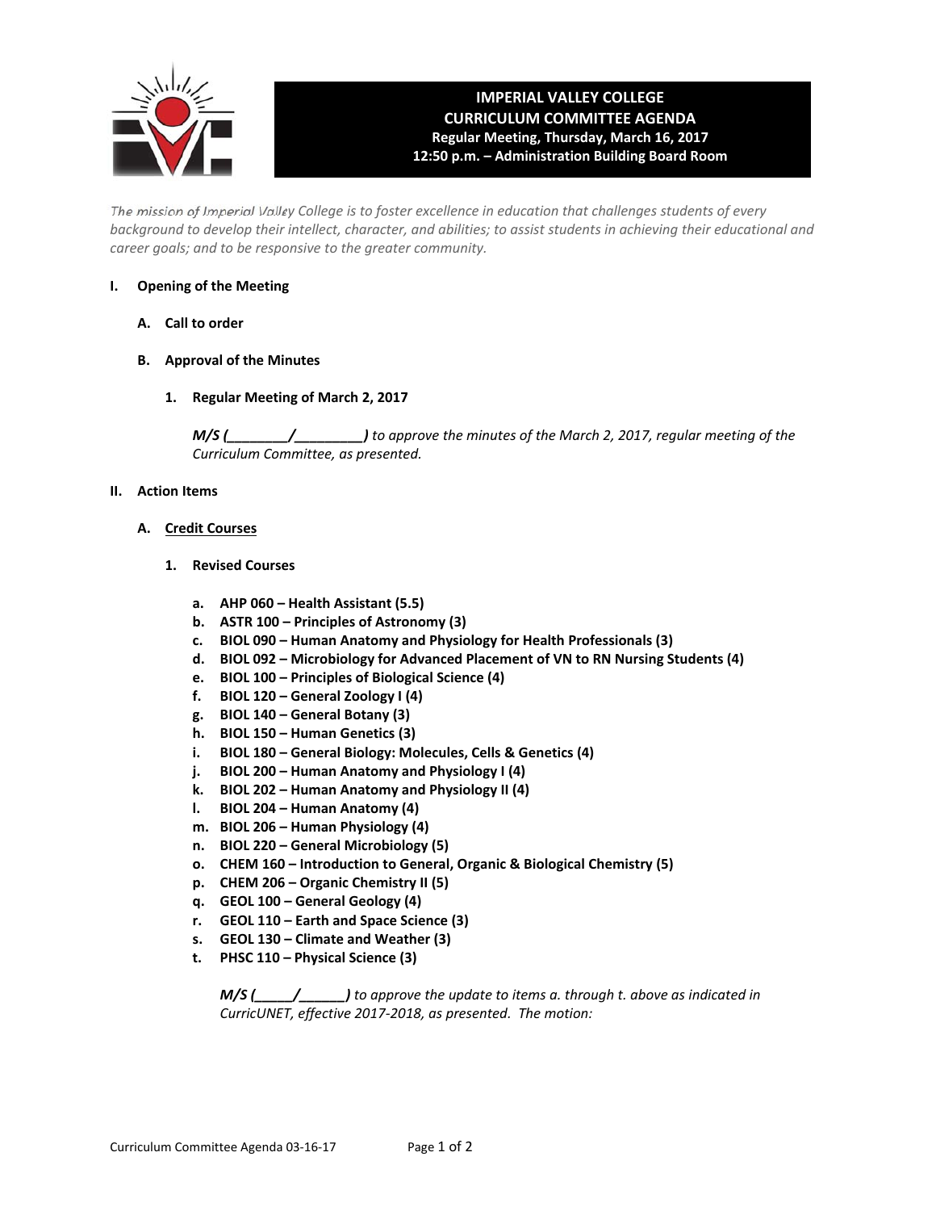# IMPERIAL VALLEY COLLEGE
# CURRICULUM COMMITTEE AGENDA

**Regular Meeting, Thursday, March 16, 2017**
**12:50 p.m. – Administration Building Board Room**

*The mission of Imperial Valley College is to foster excellence in education that challenges students of every background to develop their intellect, character, and abilities; to assist students in achieving their educational and career goals; and to be responsive to the greater community.*

## I. Opening of the Meeting

### A. Call to order

### B. Approval of the Minutes

**1. Regular Meeting of March 2, 2017**

***M/S (________/________)*** *to approve the minutes of the March 2, 2017, regular meeting of the Curriculum Committee, as presented.*

## II. Action Items

### A. Credit Courses

**1. Revised Courses**

- **a. AHP 060 – Health Assistant (5.5)**
- **b. ASTR 100 – Principles of Astronomy (3)**
- **c. BIOL 090 – Human Anatomy and Physiology for Health Professionals (3)**
- **d. BIOL 092 – Microbiology for Advanced Placement of VN to RN Nursing Students (4)**
- **e. BIOL 100 – Principles of Biological Science (4)**
- **f. BIOL 120 – General Zoology I (4)**
- **g. BIOL 140 – General Botany (3)**
- **h. BIOL 150 – Human Genetics (3)**
- **i. BIOL 180 – General Biology: Molecules, Cells & Genetics (4)**
- **j. BIOL 200 – Human Anatomy and Physiology I (4)**
- **k. BIOL 202 – Human Anatomy and Physiology II (4)**
- **l. BIOL 204 – Human Anatomy (4)**
- **m. BIOL 206 – Human Physiology (4)**
- **n. BIOL 220 – General Microbiology (5)**
- **o. CHEM 160 – Introduction to General, Organic & Biological Chemistry (5)**
- **p. CHEM 206 – Organic Chemistry II (5)**
- **q. GEOL 100 – General Geology (4)**
- **r. GEOL 110 – Earth and Space Science (3)**
- **s. GEOL 130 – Climate and Weather (3)**
- **t. PHSC 110 – Physical Science (3)**

***M/S (_____/______)*** *to approve the update to items a. through t. above as indicated in CurricUNET, effective 2017-2018, as presented. The motion:*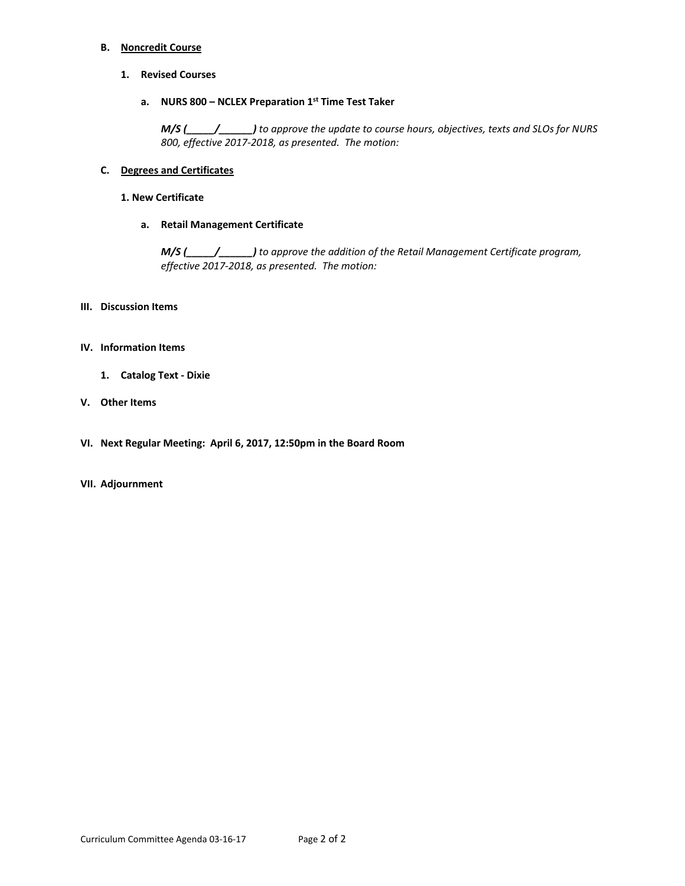### B. Noncredit Course

#### 1. Revised Courses

##### a. NURS 800 – NCLEX Preparation 1st Time Test Taker

***M/S (_____/______)*** *to approve the update to course hours, objectives, texts and SLOs for NURS 800, effective 2017-2018, as presented. The motion:*

### C. Degrees and Certificates

#### 1. New Certificate

##### a. Retail Management Certificate

***M/S (_____/______)*** *to approve the addition of the Retail Management Certificate program, effective 2017-2018, as presented. The motion:*

## III. Discussion Items

## IV. Information Items

**1. Catalog Text - Dixie**

## V. Other Items

## VI. Next Regular Meeting: April 6, 2017, 12:50pm in the Board Room

## VII. Adjournment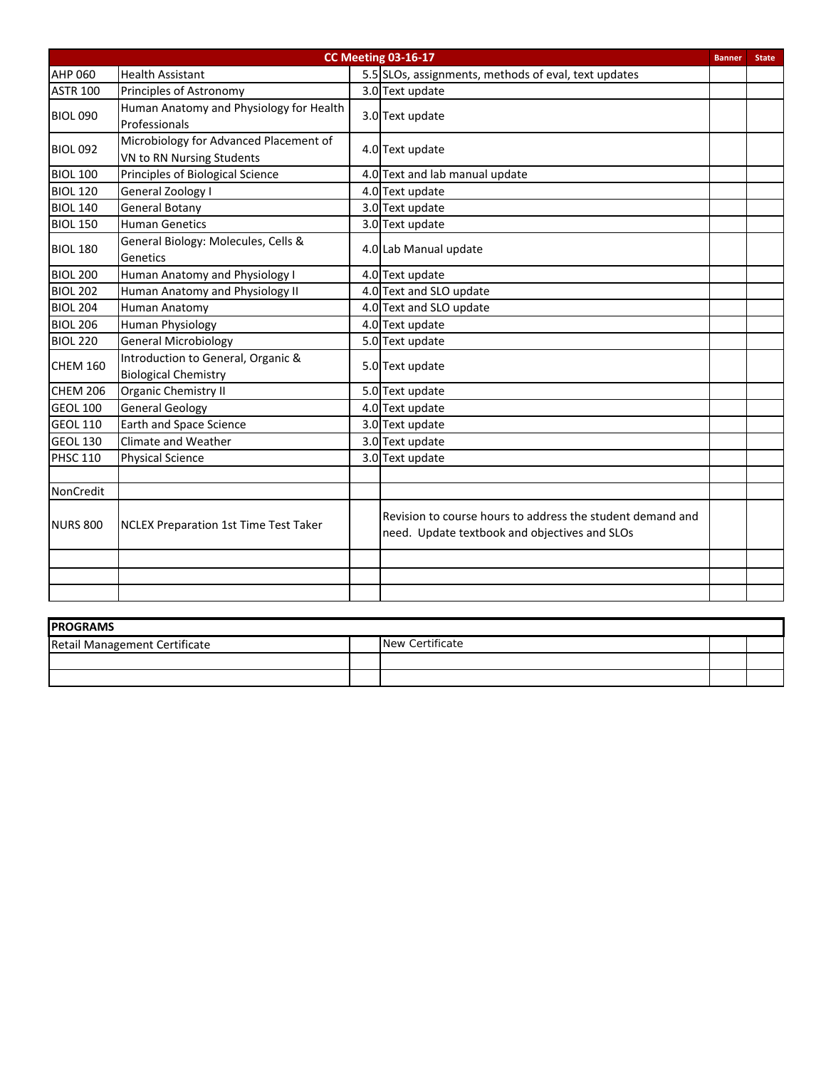| CC Meeting 03-16-17 | | | | Banner | State |
|---|---|---|---|---|---|
| AHP 060 | Health Assistant | 5.5 | SLOs, assignments, methods of eval, text updates | | |
| ASTR 100 | Principles of Astronomy | 3.0 | Text update | | |
| BIOL 090 | Human Anatomy and Physiology for Health Professionals | 3.0 | Text update | | |
| BIOL 092 | Microbiology for Advanced Placement of VN to RN Nursing Students | 4.0 | Text update | | |
| BIOL 100 | Principles of Biological Science | 4.0 | Text and lab manual update | | |
| BIOL 120 | General Zoology I | 4.0 | Text update | | |
| BIOL 140 | General Botany | 3.0 | Text update | | |
| BIOL 150 | Human Genetics | 3.0 | Text update | | |
| BIOL 180 | General Biology: Molecules, Cells & Genetics | 4.0 | Lab Manual update | | |
| BIOL 200 | Human Anatomy and Physiology I | 4.0 | Text update | | |
| BIOL 202 | Human Anatomy and Physiology II | 4.0 | Text and SLO update | | |
| BIOL 204 | Human Anatomy | 4.0 | Text and SLO update | | |
| BIOL 206 | Human Physiology | 4.0 | Text update | | |
| BIOL 220 | General Microbiology | 5.0 | Text update | | |
| CHEM 160 | Introduction to General, Organic & Biological Chemistry | 5.0 | Text update | | |
| CHEM 206 | Organic Chemistry II | 5.0 | Text update | | |
| GEOL 100 | General Geology | 4.0 | Text update | | |
| GEOL 110 | Earth and Space Science | 3.0 | Text update | | |
| GEOL 130 | Climate and Weather | 3.0 | Text update | | |
| PHSC 110 | Physical Science | 3.0 | Text update | | |
| | | | | | |
| NonCredit | | | | | |
| NURS 800 | NCLEX Preparation 1st Time Test Taker | | Revision to course hours to address the student demand and need. Update textbook and objectives and SLOs | | |
| | | | | | |
| | | | | | |
| | | | | | |

| PROGRAMS | | | | |
|---|---|---|---|---|
| Retail Management Certificate | | New Certificate | | |
| | | | | |
| | | | | |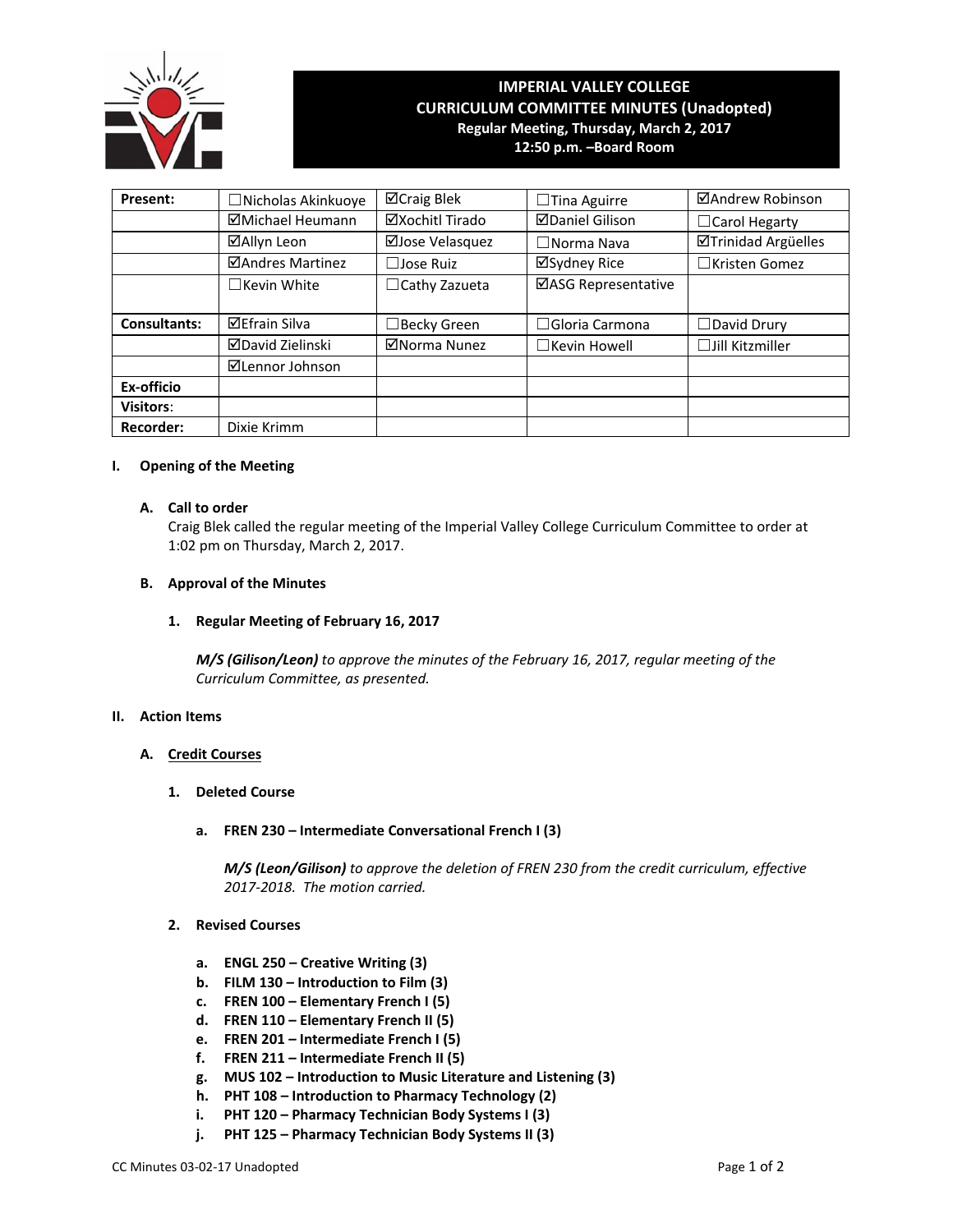# IMPERIAL VALLEY COLLEGE
## CURRICULUM COMMITTEE MINUTES (Unadopted)
**Regular Meeting, Thursday, March 2, 2017**
**12:50 p.m. –Board Room**

| Present: | ☐Nicholas Akinkuoye | ☑Craig Blek | ☐Tina Aguirre | ☑Andrew Robinson |
|---|---|---|---|---|
| | ☑Michael Heumann | ☑Xochitl Tirado | ☑Daniel Gilison | ☐Carol Hegarty |
| | ☑Allyn Leon | ☑Jose Velasquez | ☐Norma Nava | ☑Trinidad Argüelles |
| | ☑Andres Martinez | ☐Jose Ruiz | ☑Sydney Rice | ☐Kristen Gomez |
| | ☐Kevin White | ☐Cathy Zazueta | ☑ASG Representative | |
| **Consultants:** | ☑Efrain Silva | ☐Becky Green | ☐Gloria Carmona | ☐David Drury |
| | ☑David Zielinski | ☑Norma Nunez | ☐Kevin Howell | ☐Jill Kitzmiller |
| | ☑Lennor Johnson | | | |
| **Ex-officio** | | | | |
| **Visitors:** | | | | |
| **Recorder:** | Dixie Krimm | | | |

**I. Opening of the Meeting**

**A. Call to order**

Craig Blek called the regular meeting of the Imperial Valley College Curriculum Committee to order at 1:02 pm on Thursday, March 2, 2017.

**B. Approval of the Minutes**

**1. Regular Meeting of February 16, 2017**

***M/S (Gilison/Leon)*** *to approve the minutes of the February 16, 2017, regular meeting of the Curriculum Committee, as presented.*

**II. Action Items**

**A. Credit Courses**

**1. Deleted Course**

**a. FREN 230 – Intermediate Conversational French I (3)**

***M/S (Leon/Gilison)*** *to approve the deletion of FREN 230 from the credit curriculum, effective 2017-2018. The motion carried.*

**2. Revised Courses**

**a. ENGL 250 – Creative Writing (3)**
**b. FILM 130 – Introduction to Film (3)**
**c. FREN 100 – Elementary French I (5)**
**d. FREN 110 – Elementary French II (5)**
**e. FREN 201 – Intermediate French I (5)**
**f. FREN 211 – Intermediate French II (5)**
**g. MUS 102 – Introduction to Music Literature and Listening (3)**
**h. PHT 108 – Introduction to Pharmacy Technology (2)**
**i. PHT 120 – Pharmacy Technician Body Systems I (3)**
**j. PHT 125 – Pharmacy Technician Body Systems II (3)**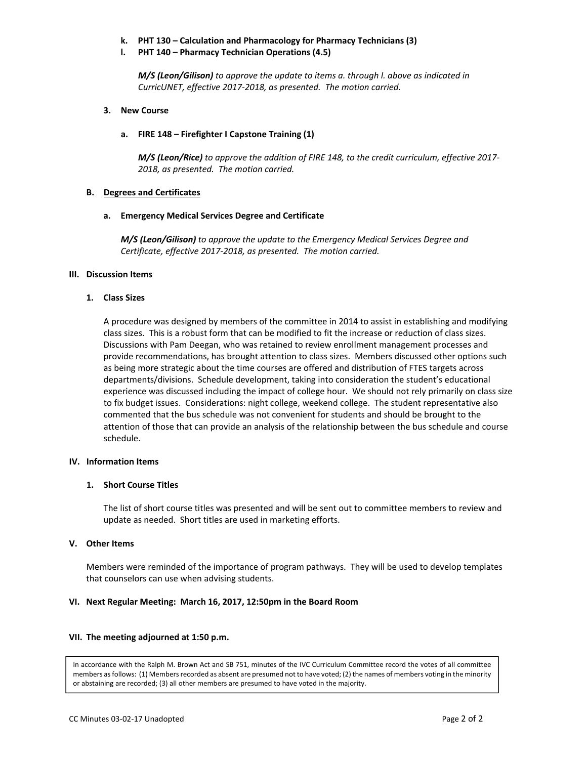**k. PHT 130 – Calculation and Pharmacology for Pharmacy Technicians (3)**

**l. PHT 140 – Pharmacy Technician Operations (4.5)**

***M/S (Leon/Gilison)*** *to approve the update to items a. through l. above as indicated in CurricUNET, effective 2017-2018, as presented. The motion carried.*

**3. New Course**

**a. FIRE 148 – Firefighter I Capstone Training (1)**

***M/S (Leon/Rice)*** *to approve the addition of FIRE 148, to the credit curriculum, effective 2017-2018, as presented. The motion carried.*

**B. <u>Degrees and Certificates</u>**

**a. Emergency Medical Services Degree and Certificate**

***M/S (Leon/Gilison)*** *to approve the update to the Emergency Medical Services Degree and Certificate, effective 2017-2018, as presented. The motion carried.*

## III. Discussion Items

**1. Class Sizes**

A procedure was designed by members of the committee in 2014 to assist in establishing and modifying class sizes. This is a robust form that can be modified to fit the increase or reduction of class sizes. Discussions with Pam Deegan, who was retained to review enrollment management processes and provide recommendations, has brought attention to class sizes. Members discussed other options such as being more strategic about the time courses are offered and distribution of FTES targets across departments/divisions. Schedule development, taking into consideration the student's educational experience was discussed including the impact of college hour. We should not rely primarily on class size to fix budget issues. Considerations: night college, weekend college. The student representative also commented that the bus schedule was not convenient for students and should be brought to the attention of those that can provide an analysis of the relationship between the bus schedule and course schedule.

## IV. Information Items

**1. Short Course Titles**

The list of short course titles was presented and will be sent out to committee members to review and update as needed. Short titles are used in marketing efforts.

## V. Other Items

Members were reminded of the importance of program pathways. They will be used to develop templates that counselors can use when advising students.

## VI. Next Regular Meeting: March 16, 2017, 12:50pm in the Board Room

## VII. The meeting adjourned at 1:50 p.m.

In accordance with the Ralph M. Brown Act and SB 751, minutes of the IVC Curriculum Committee record the votes of all committee members as follows: (1) Members recorded as absent are presumed not to have voted; (2) the names of members voting in the minority or abstaining are recorded; (3) all other members are presumed to have voted in the majority.